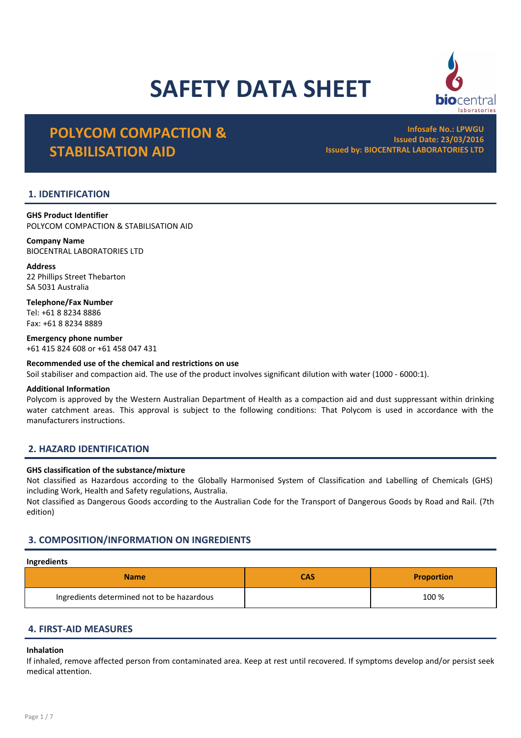# SAFETY DATA SHEET

## POLYCOM COMPACTION & STABILISATION AID

**Infosafe No.: LPWGU**
**Issued Date: 23/03/2016**
**Issued by: BIOCENTRAL LABORATORIES LTD**

## 1. IDENTIFICATION

**GHS Product Identifier**
POLYCOM COMPACTION & STABILISATION AID

**Company Name**
BIOCENTRAL LABORATORIES LTD

**Address**
22 Phillips Street Thebarton
SA 5031 Australia

**Telephone/Fax Number**
Tel: +61 8 8234 8886
Fax: +61 8 8234 8889

**Emergency phone number**
+61 415 824 608 or +61 458 047 431

**Recommended use of the chemical and restrictions on use**
Soil stabiliser and compaction aid. The use of the product involves significant dilution with water (1000 - 6000:1).

**Additional Information**
Polycom is approved by the Western Australian Department of Health as a compaction aid and dust suppressant within drinking water catchment areas. This approval is subject to the following conditions: That Polycom is used in accordance with the manufacturers instructions.

## 2. HAZARD IDENTIFICATION

**GHS classification of the substance/mixture**
Not classified as Hazardous according to the Globally Harmonised System of Classification and Labelling of Chemicals (GHS) including Work, Health and Safety regulations, Australia.
Not classified as Dangerous Goods according to the Australian Code for the Transport of Dangerous Goods by Road and Rail. (7th edition)

## 3. COMPOSITION/INFORMATION ON INGREDIENTS

**Ingredients**

| Name | CAS | Proportion |
|---|---|---|
| Ingredients determined not to be hazardous | | 100 % |

## 4. FIRST-AID MEASURES

**Inhalation**
If inhaled, remove affected person from contaminated area. Keep at rest until recovered. If symptoms develop and/or persist seek medical attention.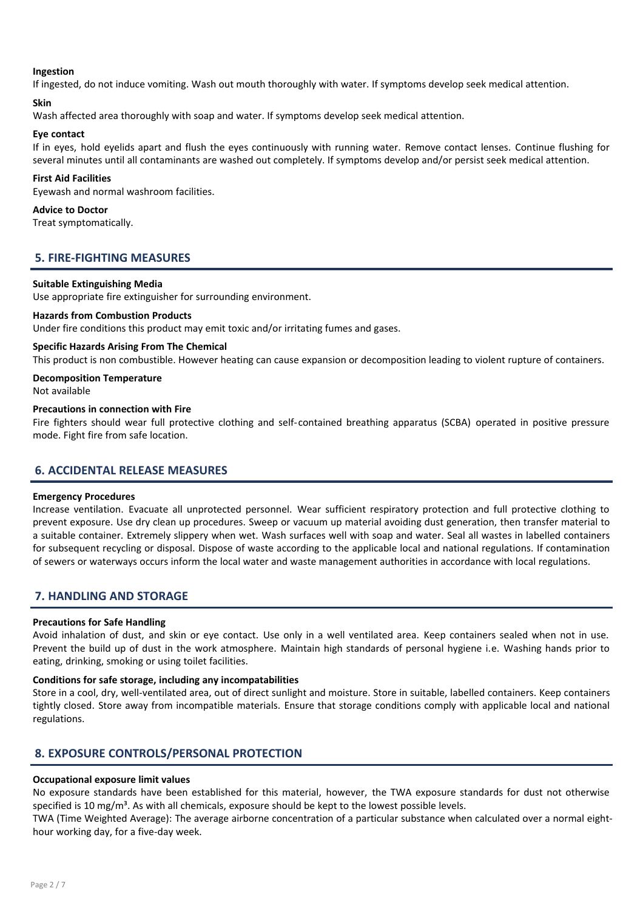### Ingestion

If ingested, do not induce vomiting. Wash out mouth thoroughly with water. If symptoms develop seek medical attention.

### Skin

Wash affected area thoroughly with soap and water. If symptoms develop seek medical attention.

### Eye contact

If in eyes, hold eyelids apart and flush the eyes continuously with running water. Remove contact lenses. Continue flushing for several minutes until all contaminants are washed out completely. If symptoms develop and/or persist seek medical attention.

### First Aid Facilities

Eyewash and normal washroom facilities.

### Advice to Doctor

Treat symptomatically.

## 5. FIRE-FIGHTING MEASURES

### Suitable Extinguishing Media

Use appropriate fire extinguisher for surrounding environment.

### Hazards from Combustion Products

Under fire conditions this product may emit toxic and/or irritating fumes and gases.

### Specific Hazards Arising From The Chemical

This product is non combustible. However heating can cause expansion or decomposition leading to violent rupture of containers.

### Decomposition Temperature

Not available

### Precautions in connection with Fire

Fire fighters should wear full protective clothing and self-contained breathing apparatus (SCBA) operated in positive pressure mode. Fight fire from safe location.

## 6. ACCIDENTAL RELEASE MEASURES

### Emergency Procedures

Increase ventilation. Evacuate all unprotected personnel. Wear sufficient respiratory protection and full protective clothing to prevent exposure. Use dry clean up procedures. Sweep or vacuum up material avoiding dust generation, then transfer material to a suitable container. Extremely slippery when wet. Wash surfaces well with soap and water. Seal all wastes in labelled containers for subsequent recycling or disposal. Dispose of waste according to the applicable local and national regulations. If contamination of sewers or waterways occurs inform the local water and waste management authorities in accordance with local regulations.

## 7. HANDLING AND STORAGE

### Precautions for Safe Handling

Avoid inhalation of dust, and skin or eye contact. Use only in a well ventilated area. Keep containers sealed when not in use. Prevent the build up of dust in the work atmosphere. Maintain high standards of personal hygiene i.e. Washing hands prior to eating, drinking, smoking or using toilet facilities.

### Conditions for safe storage, including any incompatabilities

Store in a cool, dry, well-ventilated area, out of direct sunlight and moisture. Store in suitable, labelled containers. Keep containers tightly closed. Store away from incompatible materials. Ensure that storage conditions comply with applicable local and national regulations.

## 8. EXPOSURE CONTROLS/PERSONAL PROTECTION

### Occupational exposure limit values

No exposure standards have been established for this material, however, the TWA exposure standards for dust not otherwise specified is 10 $mg/m^3$. As with all chemicals, exposure should be kept to the lowest possible levels.

TWA (Time Weighted Average): The average airborne concentration of a particular substance when calculated over a normal eight-hour working day, for a five-day week.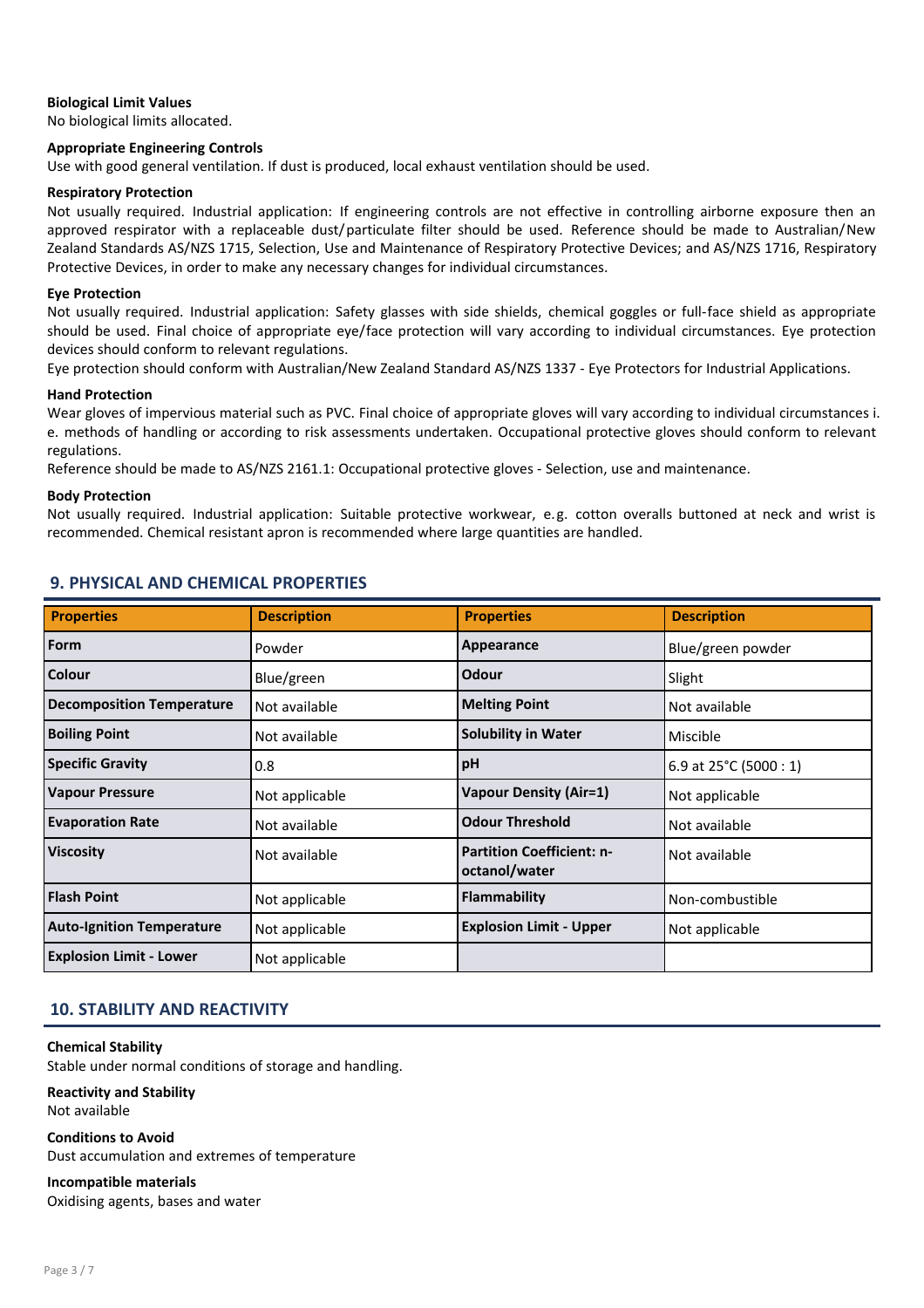**Biological Limit Values**
No biological limits allocated.

**Appropriate Engineering Controls**
Use with good general ventilation. If dust is produced, local exhaust ventilation should be used.

**Respiratory Protection**
Not usually required. Industrial application: If engineering controls are not effective in controlling airborne exposure then an approved respirator with a replaceable dust/particulate filter should be used. Reference should be made to Australian/New Zealand Standards AS/NZS 1715, Selection, Use and Maintenance of Respiratory Protective Devices; and AS/NZS 1716, Respiratory Protective Devices, in order to make any necessary changes for individual circumstances.

**Eye Protection**
Not usually required. Industrial application: Safety glasses with side shields, chemical goggles or full-face shield as appropriate should be used. Final choice of appropriate eye/face protection will vary according to individual circumstances. Eye protection devices should conform to relevant regulations.
Eye protection should conform with Australian/New Zealand Standard AS/NZS 1337 - Eye Protectors for Industrial Applications.

**Hand Protection**
Wear gloves of impervious material such as PVC. Final choice of appropriate gloves will vary according to individual circumstances i.e. methods of handling or according to risk assessments undertaken. Occupational protective gloves should conform to relevant regulations.
Reference should be made to AS/NZS 2161.1: Occupational protective gloves - Selection, use and maintenance.

**Body Protection**
Not usually required. Industrial application: Suitable protective workwear, e.g. cotton overalls buttoned at neck and wrist is recommended. Chemical resistant apron is recommended where large quantities are handled.

## 9. PHYSICAL AND CHEMICAL PROPERTIES

| Properties | Description | Properties | Description |
|---|---|---|---|
| **Form** | Powder | **Appearance** | Blue/green powder |
| **Colour** | Blue/green | **Odour** | Slight |
| **Decomposition Temperature** | Not available | **Melting Point** | Not available |
| **Boiling Point** | Not available | **Solubility in Water** | Miscible |
| **Specific Gravity** | 0.8 | **pH** | 6.9 at 25°C (5000 : 1) |
| **Vapour Pressure** | Not applicable | **Vapour Density (Air=1)** | Not applicable |
| **Evaporation Rate** | Not available | **Odour Threshold** | Not available |
| **Viscosity** | Not available | **Partition Coefficient: n-octanol/water** | Not available |
| **Flash Point** | Not applicable | **Flammability** | Non-combustible |
| **Auto-Ignition Temperature** | Not applicable | **Explosion Limit - Upper** | Not applicable |
| **Explosion Limit - Lower** | Not applicable | | |

## 10. STABILITY AND REACTIVITY

**Chemical Stability**
Stable under normal conditions of storage and handling.

**Reactivity and Stability**
Not available

**Conditions to Avoid**
Dust accumulation and extremes of temperature

**Incompatible materials**
Oxidising agents, bases and water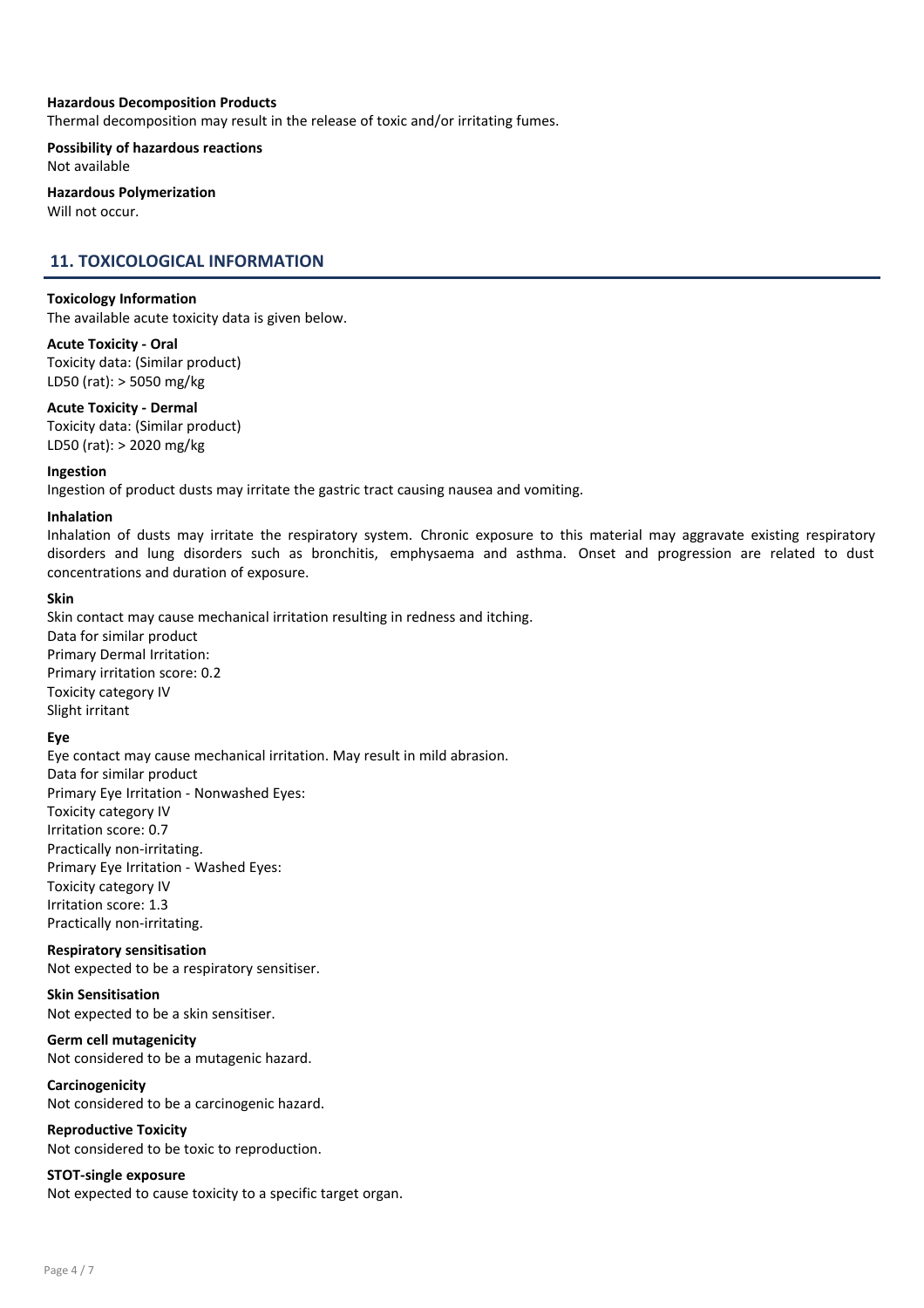**Hazardous Decomposition Products**
Thermal decomposition may result in the release of toxic and/or irritating fumes.

**Possibility of hazardous reactions**
Not available

**Hazardous Polymerization**
Will not occur.

## 11. TOXICOLOGICAL INFORMATION

**Toxicology Information**
The available acute toxicity data is given below.

**Acute Toxicity - Oral**
Toxicity data: (Similar product)
LD50 (rat): > 5050 mg/kg

**Acute Toxicity - Dermal**
Toxicity data: (Similar product)
LD50 (rat): > 2020 mg/kg

**Ingestion**
Ingestion of product dusts may irritate the gastric tract causing nausea and vomiting.

**Inhalation**
Inhalation of dusts may irritate the respiratory system. Chronic exposure to this material may aggravate existing respiratory disorders and lung disorders such as bronchitis, emphysaema and asthma. Onset and progression are related to dust concentrations and duration of exposure.

**Skin**
Skin contact may cause mechanical irritation resulting in redness and itching.
Data for similar product
Primary Dermal Irritation:
Primary irritation score: 0.2
Toxicity category IV
Slight irritant

**Eye**
Eye contact may cause mechanical irritation. May result in mild abrasion.
Data for similar product
Primary Eye Irritation - Nonwashed Eyes:
Toxicity category IV
Irritation score: 0.7
Practically non-irritating.
Primary Eye Irritation - Washed Eyes:
Toxicity category IV
Irritation score: 1.3
Practically non-irritating.

**Respiratory sensitisation**
Not expected to be a respiratory sensitiser.

**Skin Sensitisation**
Not expected to be a skin sensitiser.

**Germ cell mutagenicity**
Not considered to be a mutagenic hazard.

**Carcinogenicity**
Not considered to be a carcinogenic hazard.

**Reproductive Toxicity**
Not considered to be toxic to reproduction.

**STOT-single exposure**
Not expected to cause toxicity to a specific target organ.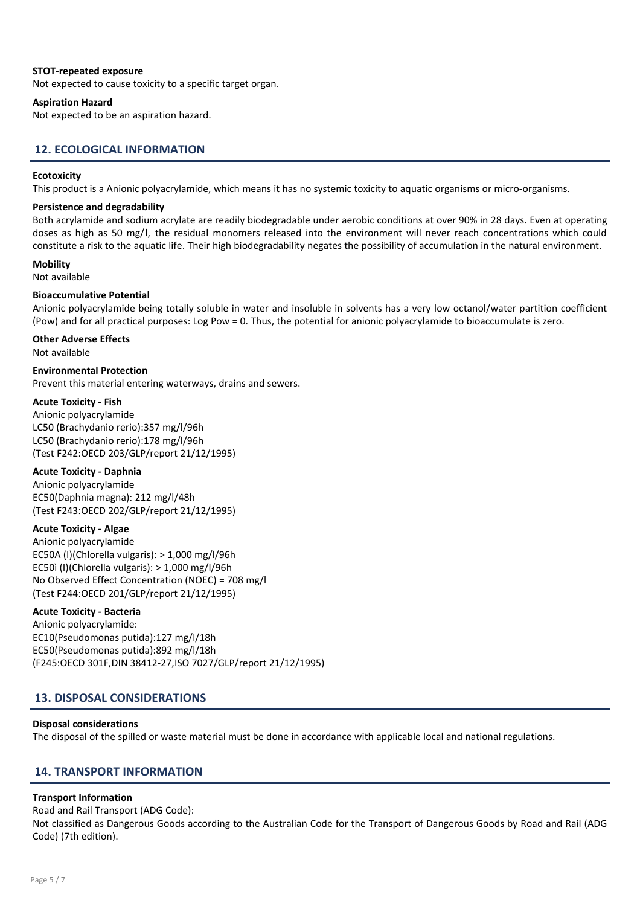**STOT-repeated exposure**

Not expected to cause toxicity to a specific target organ.

**Aspiration Hazard**

Not expected to be an aspiration hazard.

## 12. ECOLOGICAL INFORMATION

**Ecotoxicity**

This product is a Anionic polyacrylamide, which means it has no systemic toxicity to aquatic organisms or micro-organisms.

**Persistence and degradability**

Both acrylamide and sodium acrylate are readily biodegradable under aerobic conditions at over 90% in 28 days. Even at operating doses as high as 50 mg/l, the residual monomers released into the environment will never reach concentrations which could constitute a risk to the aquatic life. Their high biodegradability negates the possibility of accumulation in the natural environment.

**Mobility**

Not available

**Bioaccumulative Potential**

Anionic polyacrylamide being totally soluble in water and insoluble in solvents has a very low octanol/water partition coefficient (Pow) and for all practical purposes: Log Pow = 0. Thus, the potential for anionic polyacrylamide to bioaccumulate is zero.

**Other Adverse Effects**

Not available

**Environmental Protection**

Prevent this material entering waterways, drains and sewers.

**Acute Toxicity - Fish**

Anionic polyacrylamide
LC50 (Brachydanio rerio):357 mg/l/96h
LC50 (Brachydanio rerio):178 mg/l/96h
(Test F242:OECD 203/GLP/report 21/12/1995)

**Acute Toxicity - Daphnia**

Anionic polyacrylamide
EC50(Daphnia magna): 212 mg/l/48h
(Test F243:OECD 202/GLP/report 21/12/1995)

**Acute Toxicity - Algae**

Anionic polyacrylamide
EC50A (I)(Chlorella vulgaris): > 1,000 mg/l/96h
EC50ì (I)(Chlorella vulgaris): > 1,000 mg/l/96h
No Observed Effect Concentration (NOEC) = 708 mg/l
(Test F244:OECD 201/GLP/report 21/12/1995)

**Acute Toxicity - Bacteria**

Anionic polyacrylamide:
EC10(Pseudomonas putida):127 mg/l/18h
EC50(Pseudomonas putida):892 mg/l/18h
(F245:OECD 301F,DIN 38412-27,ISO 7027/GLP/report 21/12/1995)

## 13. DISPOSAL CONSIDERATIONS

**Disposal considerations**

The disposal of the spilled or waste material must be done in accordance with applicable local and national regulations.

## 14. TRANSPORT INFORMATION

**Transport Information**

Road and Rail Transport (ADG Code):
Not classified as Dangerous Goods according to the Australian Code for the Transport of Dangerous Goods by Road and Rail (ADG Code) (7th edition).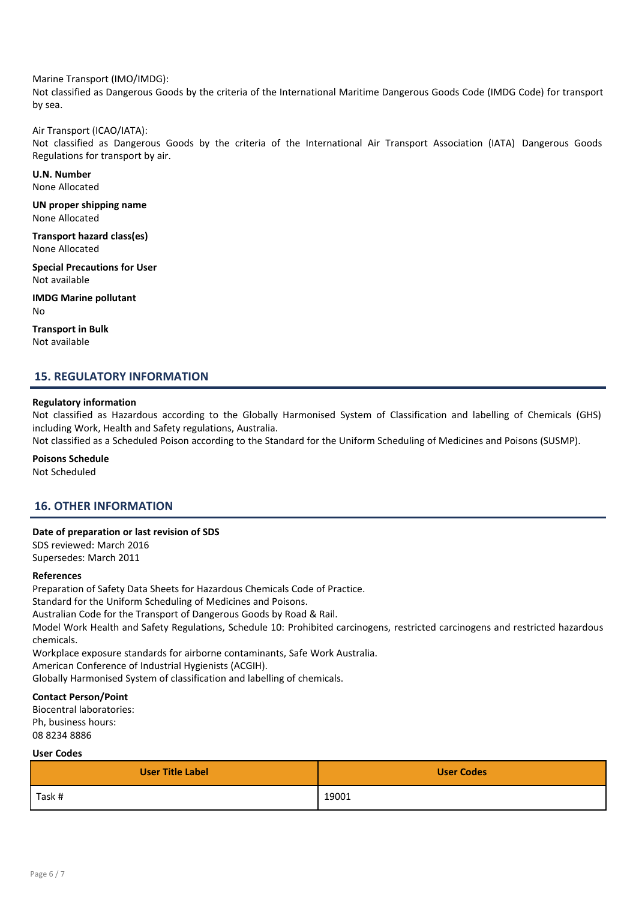Marine Transport (IMO/IMDG):
Not classified as Dangerous Goods by the criteria of the International Maritime Dangerous Goods Code (IMDG Code) for transport by sea.

Air Transport (ICAO/IATA):
Not classified as Dangerous Goods by the criteria of the International Air Transport Association (IATA) Dangerous Goods Regulations for transport by air.

**U.N. Number**
None Allocated

**UN proper shipping name**
None Allocated

**Transport hazard class(es)**
None Allocated

**Special Precautions for User**
Not available

**IMDG Marine pollutant**
No

**Transport in Bulk**
Not available

## 15. REGULATORY INFORMATION

**Regulatory information**
Not classified as Hazardous according to the Globally Harmonised System of Classification and labelling of Chemicals (GHS) including Work, Health and Safety regulations, Australia.
Not classified as a Scheduled Poison according to the Standard for the Uniform Scheduling of Medicines and Poisons (SUSMP).

**Poisons Schedule**
Not Scheduled

## 16. OTHER INFORMATION

**Date of preparation or last revision of SDS**
SDS reviewed: March 2016
Supersedes: March 2011

**References**
Preparation of Safety Data Sheets for Hazardous Chemicals Code of Practice.
Standard for the Uniform Scheduling of Medicines and Poisons.
Australian Code for the Transport of Dangerous Goods by Road & Rail.
Model Work Health and Safety Regulations, Schedule 10: Prohibited carcinogens, restricted carcinogens and restricted hazardous chemicals.
Workplace exposure standards for airborne contaminants, Safe Work Australia.
American Conference of Industrial Hygienists (ACGIH).
Globally Harmonised System of classification and labelling of chemicals.

**Contact Person/Point**
Biocentral laboratories:
Ph, business hours:
08 8234 8886

**User Codes**

| User Title Label | User Codes |
| --- | --- |
| Task # | 19001 |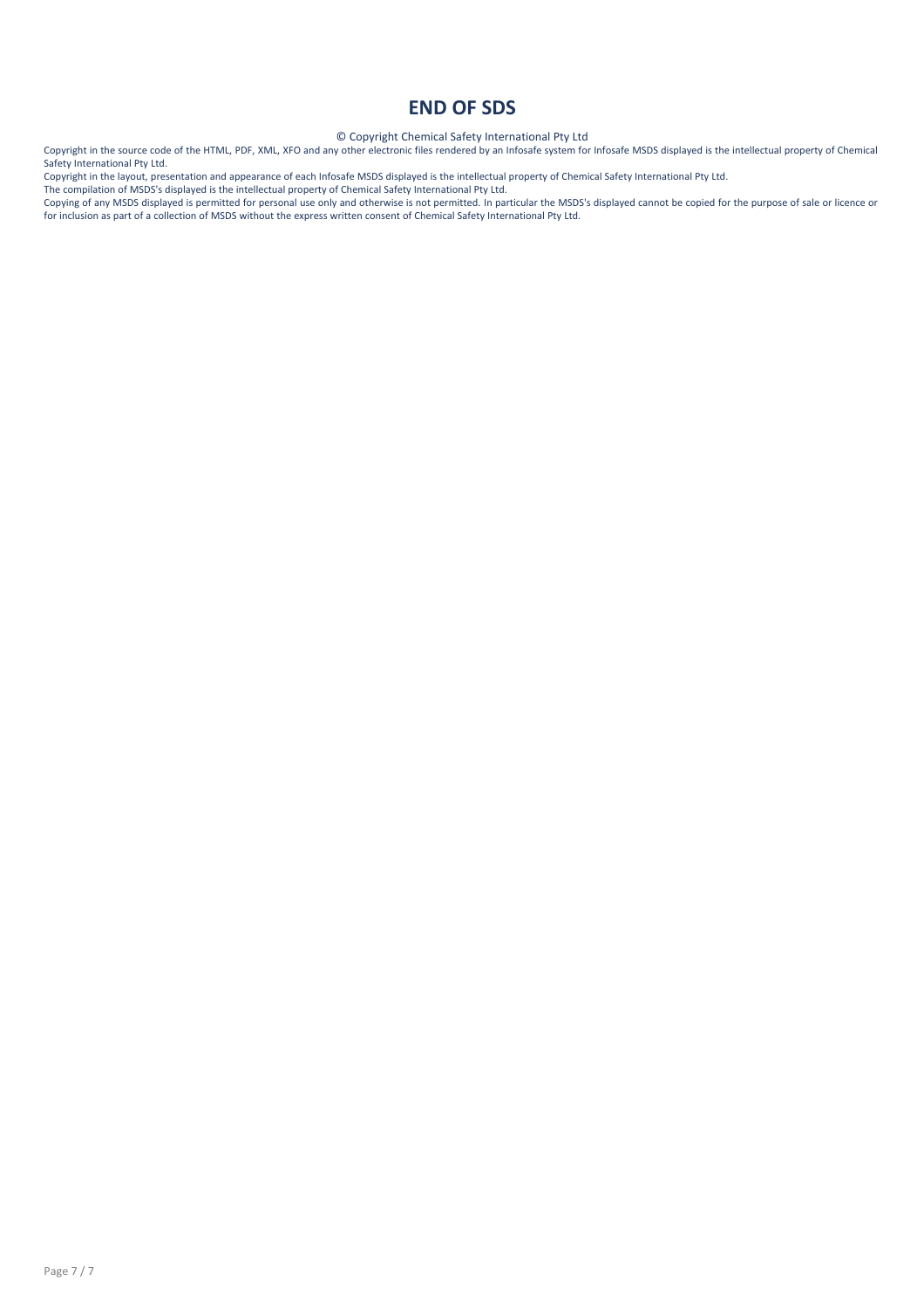# END OF SDS

© Copyright Chemical Safety International Pty Ltd

Copyright in the source code of the HTML, PDF, XML, XFO and any other electronic files rendered by an Infosafe system for Infosafe MSDS displayed is the intellectual property of Chemical Safety International Pty Ltd.

Copyright in the layout, presentation and appearance of each Infosafe MSDS displayed is the intellectual property of Chemical Safety International Pty Ltd.

The compilation of MSDS's displayed is the intellectual property of Chemical Safety International Pty Ltd.

Copying of any MSDS displayed is permitted for personal use only and otherwise is not permitted. In particular the MSDS's displayed cannot be copied for the purpose of sale or licence or for inclusion as part of a collection of MSDS without the express written consent of Chemical Safety International Pty Ltd.